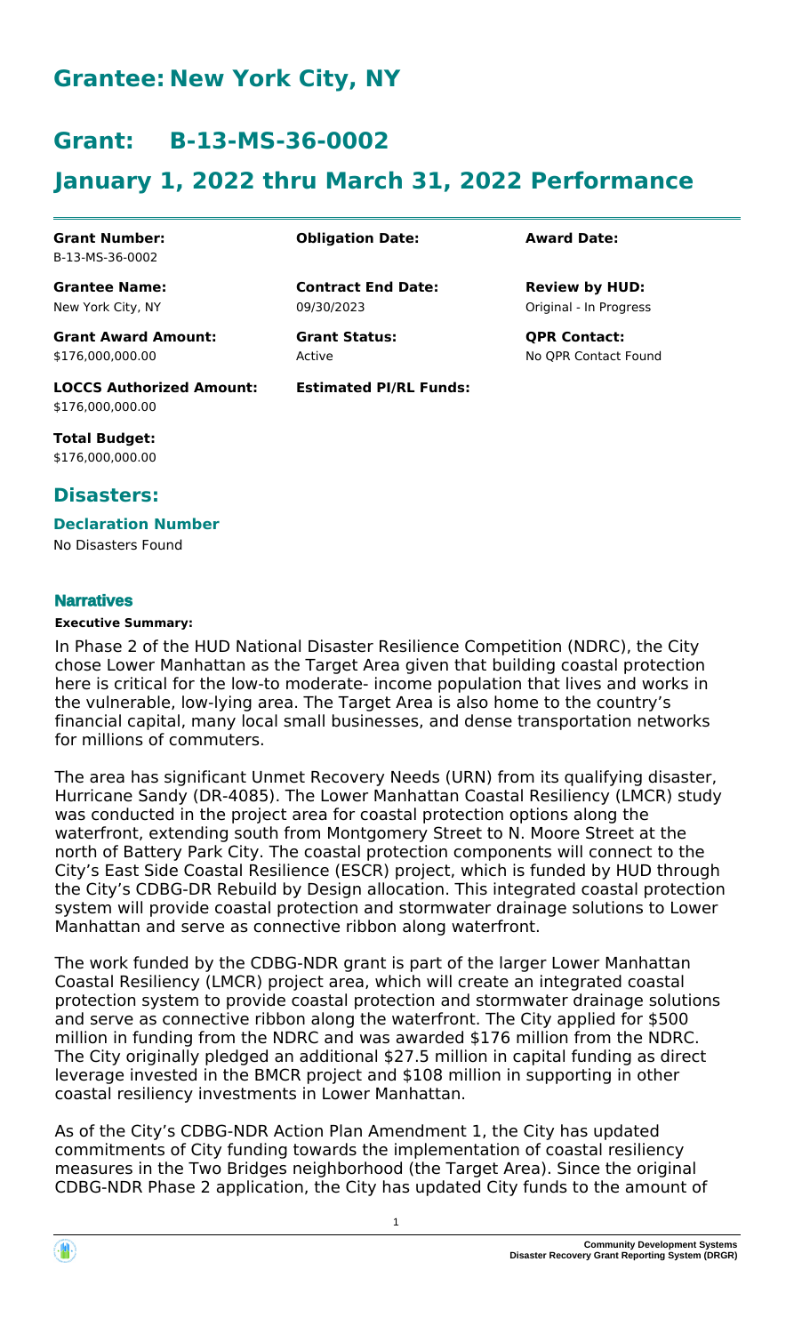# Grantee: New York City, NY

# Grant: B-13-MS-36-0002

# January 1, 2022 thru March 31, 2022 Performance

| | | |
|---|---|---|
| **Grant Number:**<br>B-13-MS-36-0002 | **Obligation Date:** | **Award Date:** |
| **Grantee Name:**<br>New York City, NY | **Contract End Date:**<br>09/30/2023 | **Review by HUD:**<br>Original - In Progress |
| **Grant Award Amount:**<br>$176,000,000.00 | **Grant Status:**<br>Active | **QPR Contact:**<br>No QPR Contact Found |
| **LOCCS Authorized Amount:**<br>$176,000,000.00 | **Estimated PI/RL Funds:** | |
| **Total Budget:**<br>$176,000,000.00 | | |

## Disasters:

### Declaration Number

No Disasters Found

### Narratives

#### Executive Summary:

In Phase 2 of the HUD National Disaster Resilience Competition (NDRC), the City chose Lower Manhattan as the Target Area given that building coastal protection here is critical for the low-to moderate- income population that lives and works in the vulnerable, low-lying area. The Target Area is also home to the country's financial capital, many local small businesses, and dense transportation networks for millions of commuters.

The area has significant Unmet Recovery Needs (URN) from its qualifying disaster, Hurricane Sandy (DR-4085). The Lower Manhattan Coastal Resiliency (LMCR) study was conducted in the project area for coastal protection options along the waterfront, extending south from Montgomery Street to N. Moore Street at the north of Battery Park City. The coastal protection components will connect to the City's East Side Coastal Resilience (ESCR) project, which is funded by HUD through the City's CDBG-DR Rebuild by Design allocation. This integrated coastal protection system will provide coastal protection and stormwater drainage solutions to Lower Manhattan and serve as connective ribbon along waterfront.

The work funded by the CDBG-NDR grant is part of the larger Lower Manhattan Coastal Resiliency (LMCR) project area, which will create an integrated coastal protection system to provide coastal protection and stormwater drainage solutions and serve as connective ribbon along the waterfront. The City applied for $500 million in funding from the NDRC and was awarded $176 million from the NDRC. The City originally pledged an additional $27.5 million in capital funding as direct leverage invested in the BMCR project and $108 million in supporting in other coastal resiliency investments in Lower Manhattan.

As of the City's CDBG-NDR Action Plan Amendment 1, the City has updated commitments of City funding towards the implementation of coastal resiliency measures in the Two Bridges neighborhood (the Target Area). Since the original CDBG-NDR Phase 2 application, the City has updated City funds to the amount of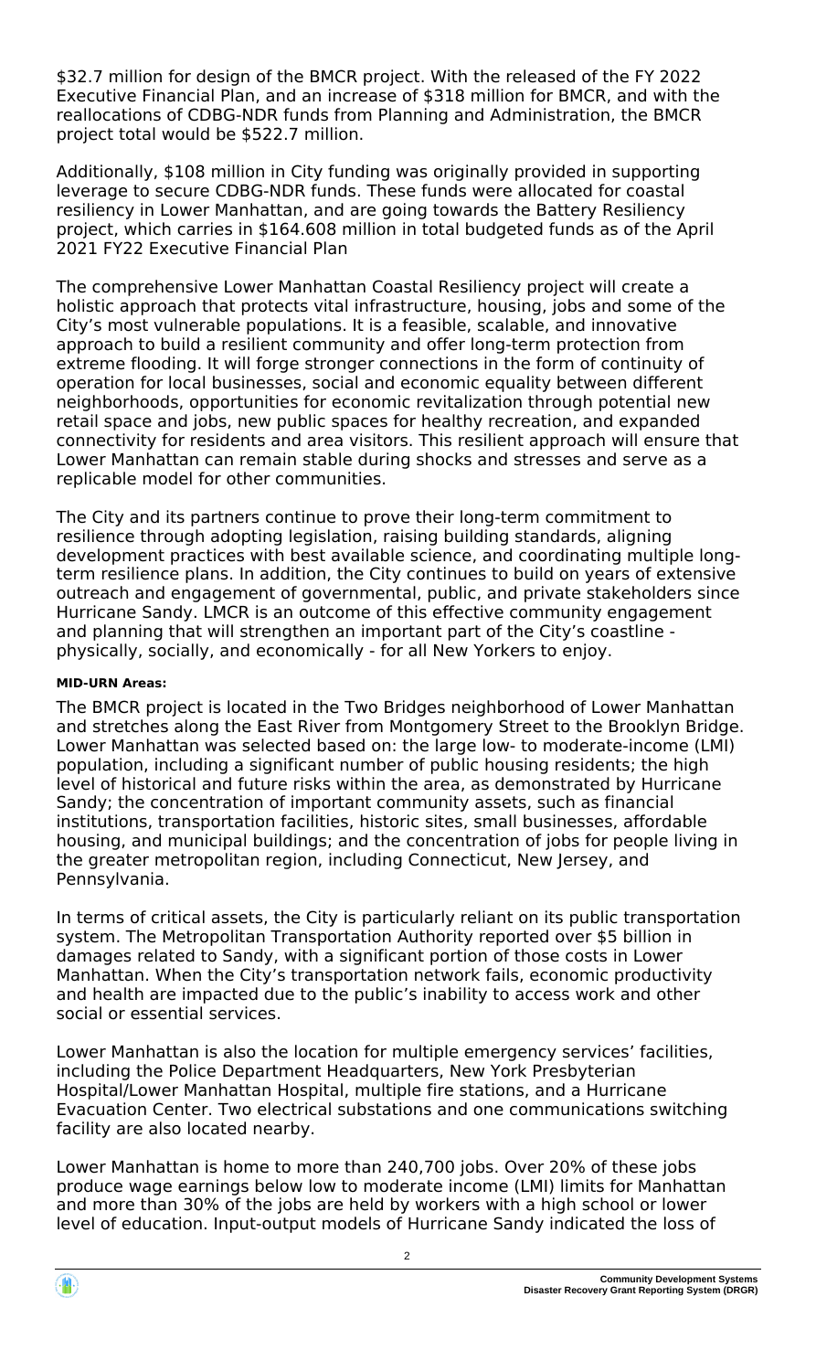$32.7 million for design of the BMCR project. With the released of the FY 2022 Executive Financial Plan, and an increase of $318 million for BMCR, and with the reallocations of CDBG-NDR funds from Planning and Administration, the BMCR project total would be $522.7 million.

Additionally, $108 million in City funding was originally provided in supporting leverage to secure CDBG-NDR funds. These funds were allocated for coastal resiliency in Lower Manhattan, and are going towards the Battery Resiliency project, which carries in $164.608 million in total budgeted funds as of the April 2021 FY22 Executive Financial Plan

The comprehensive Lower Manhattan Coastal Resiliency project will create a holistic approach that protects vital infrastructure, housing, jobs and some of the City's most vulnerable populations. It is a feasible, scalable, and innovative approach to build a resilient community and offer long-term protection from extreme flooding. It will forge stronger connections in the form of continuity of operation for local businesses, social and economic equality between different neighborhoods, opportunities for economic revitalization through potential new retail space and jobs, new public spaces for healthy recreation, and expanded connectivity for residents and area visitors. This resilient approach will ensure that Lower Manhattan can remain stable during shocks and stresses and serve as a replicable model for other communities.

The City and its partners continue to prove their long-term commitment to resilience through adopting legislation, raising building standards, aligning development practices with best available science, and coordinating multiple long-term resilience plans. In addition, the City continues to build on years of extensive outreach and engagement of governmental, public, and private stakeholders since Hurricane Sandy. LMCR is an outcome of this effective community engagement and planning that will strengthen an important part of the City's coastline - physically, socially, and economically - for all New Yorkers to enjoy.

**MID-URN Areas:**

The BMCR project is located in the Two Bridges neighborhood of Lower Manhattan and stretches along the East River from Montgomery Street to the Brooklyn Bridge. Lower Manhattan was selected based on: the large low- to moderate-income (LMI) population, including a significant number of public housing residents; the high level of historical and future risks within the area, as demonstrated by Hurricane Sandy; the concentration of important community assets, such as financial institutions, transportation facilities, historic sites, small businesses, affordable housing, and municipal buildings; and the concentration of jobs for people living in the greater metropolitan region, including Connecticut, New Jersey, and Pennsylvania.

In terms of critical assets, the City is particularly reliant on its public transportation system. The Metropolitan Transportation Authority reported over $5 billion in damages related to Sandy, with a significant portion of those costs in Lower Manhattan. When the City's transportation network fails, economic productivity and health are impacted due to the public's inability to access work and other social or essential services.

Lower Manhattan is also the location for multiple emergency services' facilities, including the Police Department Headquarters, New York Presbyterian Hospital/Lower Manhattan Hospital, multiple fire stations, and a Hurricane Evacuation Center. Two electrical substations and one communications switching facility are also located nearby.

Lower Manhattan is home to more than 240,700 jobs. Over 20% of these jobs produce wage earnings below low to moderate income (LMI) limits for Manhattan and more than 30% of the jobs are held by workers with a high school or lower level of education. Input-output models of Hurricane Sandy indicated the loss of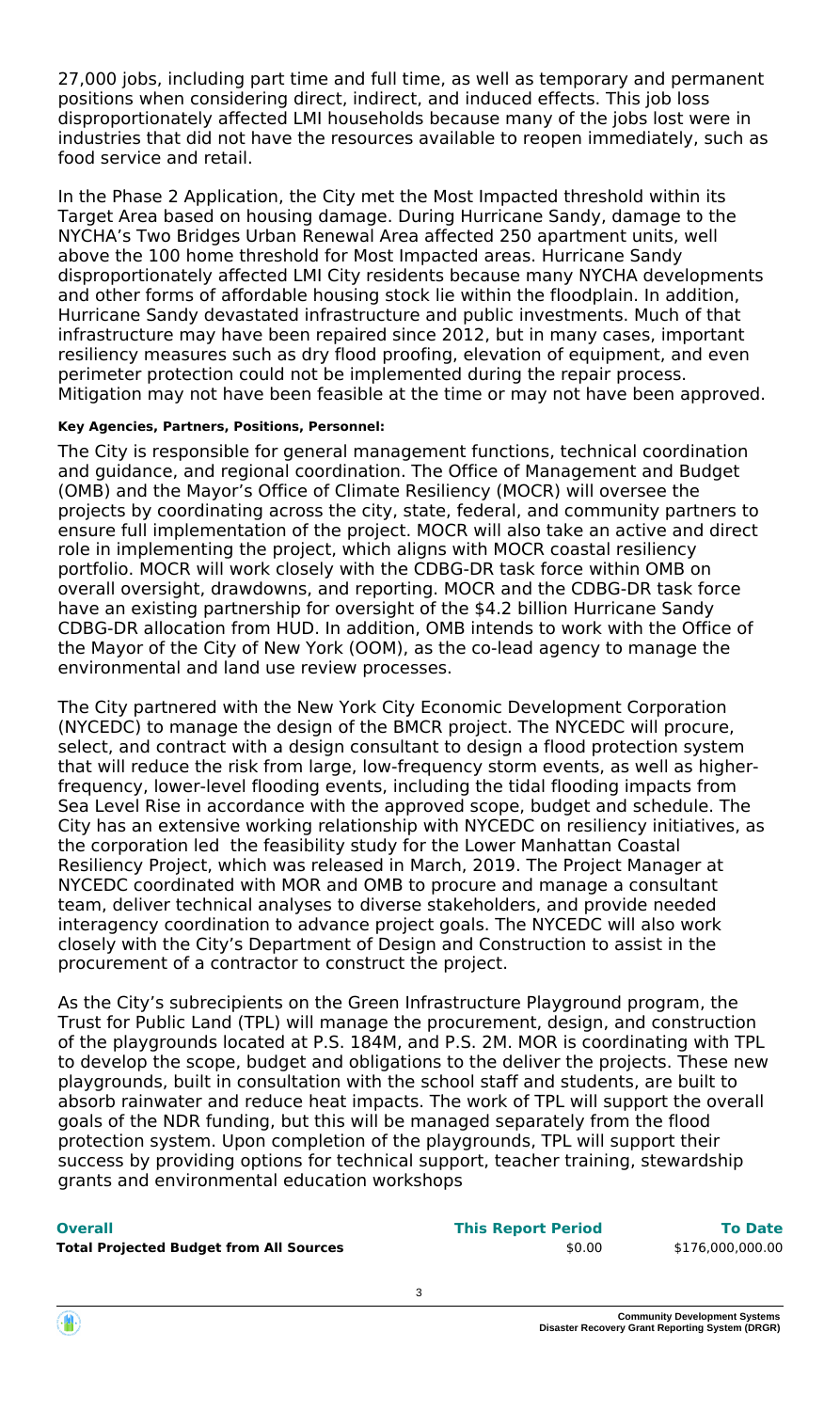27,000 jobs, including part time and full time, as well as temporary and permanent positions when considering direct, indirect, and induced effects. This job loss disproportionately affected LMI households because many of the jobs lost were in industries that did not have the resources available to reopen immediately, such as food service and retail.

In the Phase 2 Application, the City met the Most Impacted threshold within its Target Area based on housing damage. During Hurricane Sandy, damage to the NYCHA's Two Bridges Urban Renewal Area affected 250 apartment units, well above the 100 home threshold for Most Impacted areas. Hurricane Sandy disproportionately affected LMI City residents because many NYCHA developments and other forms of affordable housing stock lie within the floodplain. In addition, Hurricane Sandy devastated infrastructure and public investments. Much of that infrastructure may have been repaired since 2012, but in many cases, important resiliency measures such as dry flood proofing, elevation of equipment, and even perimeter protection could not be implemented during the repair process. Mitigation may not have been feasible at the time or may not have been approved.

**Key Agencies, Partners, Positions, Personnel:**

The City is responsible for general management functions, technical coordination and guidance, and regional coordination. The Office of Management and Budget (OMB) and the Mayor's Office of Climate Resiliency (MOCR) will oversee the projects by coordinating across the city, state, federal, and community partners to ensure full implementation of the project. MOCR will also take an active and direct role in implementing the project, which aligns with MOCR coastal resiliency portfolio. MOCR will work closely with the CDBG-DR task force within OMB on overall oversight, drawdowns, and reporting. MOCR and the CDBG-DR task force have an existing partnership for oversight of the $4.2 billion Hurricane Sandy CDBG-DR allocation from HUD. In addition, OMB intends to work with the Office of the Mayor of the City of New York (OOM), as the co-lead agency to manage the environmental and land use review processes.

The City partnered with the New York City Economic Development Corporation (NYCEDC) to manage the design of the BMCR project. The NYCEDC will procure, select, and contract with a design consultant to design a flood protection system that will reduce the risk from large, low-frequency storm events, as well as higher-frequency, lower-level flooding events, including the tidal flooding impacts from Sea Level Rise in accordance with the approved scope, budget and schedule. The City has an extensive working relationship with NYCEDC on resiliency initiatives, as the corporation led the feasibility study for the Lower Manhattan Coastal Resiliency Project, which was released in March, 2019. The Project Manager at NYCEDC coordinated with MOR and OMB to procure and manage a consultant team, deliver technical analyses to diverse stakeholders, and provide needed interagency coordination to advance project goals. The NYCEDC will also work closely with the City's Department of Design and Construction to assist in the procurement of a contractor to construct the project.

As the City's subrecipients on the Green Infrastructure Playground program, the Trust for Public Land (TPL) will manage the procurement, design, and construction of the playgrounds located at P.S. 184M, and P.S. 2M. MOR is coordinating with TPL to develop the scope, budget and obligations to the deliver the projects. These new playgrounds, built in consultation with the school staff and students, are built to absorb rainwater and reduce heat impacts. The work of TPL will support the overall goals of the NDR funding, but this will be managed separately from the flood protection system. Upon completion of the playgrounds, TPL will support their success by providing options for technical support, teacher training, stewardship grants and environmental education workshops

| Overall | This Report Period | To Date |
|---|---|---|
| **Total Projected Budget from All Sources** | $0.00 | $176,000,000.00 |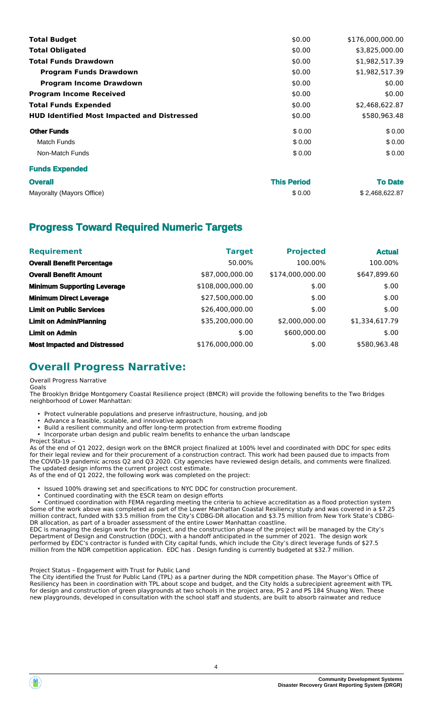| | | |
|---|---|---|
| **Total Budget** | $0.00 | $176,000,000.00 |
| **Total Obligated** | $0.00 | $3,825,000.00 |
| **Total Funds Drawdown** | $0.00 | $1,982,517.39 |
| **Program Funds Drawdown** | $0.00 | $1,982,517.39 |
| **Program Income Drawdown** | $0.00 | $0.00 |
| **Program Income Received** | $0.00 | $0.00 |
| **Total Funds Expended** | $0.00 | $2,468,622.87 |
| **HUD Identified Most Impacted and Distressed** | $0.00 | $580,963.48 |
| **Other Funds** | $ 0.00 | $ 0.00 |
| Match Funds | $ 0.00 | $ 0.00 |
| Non-Match Funds | $ 0.00 | $ 0.00 |

**Funds Expended**

| **Overall** | **This Period** | **To Date** |
|---|---|---|
| Mayoralty (Mayors Office) | $ 0.00 | $ 2,468,622.87 |

## Progress Toward Required Numeric Targets

| Requirement | Target | Projected | Actual |
|---|---|---|---|
| **Overall Benefit Percentage** | 50.00% | 100.00% | 100.00% |
| **Overall Benefit Amount** | $87,000,000.00 | $174,000,000.00 | $647,899.60 |
| **Minimum Supporting Leverage** | $108,000,000.00 | $.00 | $.00 |
| **Minimum Direct Leverage** | $27,500,000.00 | $.00 | $.00 |
| **Limit on Public Services** | $26,400,000.00 | $.00 | $.00 |
| **Limit on Admin/Planning** | $35,200,000.00 | $2,000,000.00 | $1,334,617.79 |
| **Limit on Admin** | $.00 | $600,000.00 | $.00 |
| **Most Impacted and Distressed** | $176,000,000.00 | $.00 | $580,963.48 |

## Overall Progress Narrative:

Overall Progress Narrative

Goals

The Brooklyn Bridge Montgomery Coastal Resilience project (BMCR) will provide the following benefits to the Two Bridges neighborhood of Lower Manhattan:

- Protect vulnerable populations and preserve infrastructure, housing, and job
- Advance a feasible, scalable, and innovative approach
- Build a resilient community and offer long-term protection from extreme flooding
- Incorporate urban design and public realm benefits to enhance the urban landscape

Project Status –

As of the end of Q1 2022, design work on the BMCR project finalized at 100% level and coordinated with DDC for spec edits for their legal review and for their procurement of a construction contract. This work had been paused due to impacts from the COVID-19 pandemic across Q2 and Q3 2020. City agencies have reviewed design details, and comments were finalized. The updated design informs the current project cost estimate.

As of the end of Q1 2022, the following work was completed on the project:

- Issued 100% drawing set and specifications to NYC DDC for construction procurement.
- Continued coordinating with the ESCR team on design efforts
- Continued coordination with FEMA regarding meeting the criteria to achieve accreditation as a flood protection system

Some of the work above was completed as part of the Lower Manhattan Coastal Resiliency study and was covered in a $7.25 million contract, funded with $3.5 million from the City's CDBG-DR allocation and $3.75 million from New York State's CDBG-DR allocation, as part of a broader assessment of the entire Lower Manhattan coastline.

EDC is managing the design work for the project, and the construction phase of the project will be managed by the City's Department of Design and Construction (DDC), with a handoff anticipated in the summer of 2021. The design work performed by EDC's contractor is funded with City capital funds, which include the City's direct leverage funds of $27.5 million from the NDR competition application. EDC has . Design funding is currently budgeted at $32.7 million.

Project Status – Engagement with Trust for Public Land

The City identified the Trust for Public Land (TPL) as a partner during the NDR competition phase. The Mayor's Office of Resiliency has been in coordination with TPL about scope and budget, and the City holds a subrecipient agreement with TPL for design and construction of green playgrounds at two schools in the project area, PS 2 and PS 184 Shuang Wen. These new playgrounds, developed in consultation with the school staff and students, are built to absorb rainwater and reduce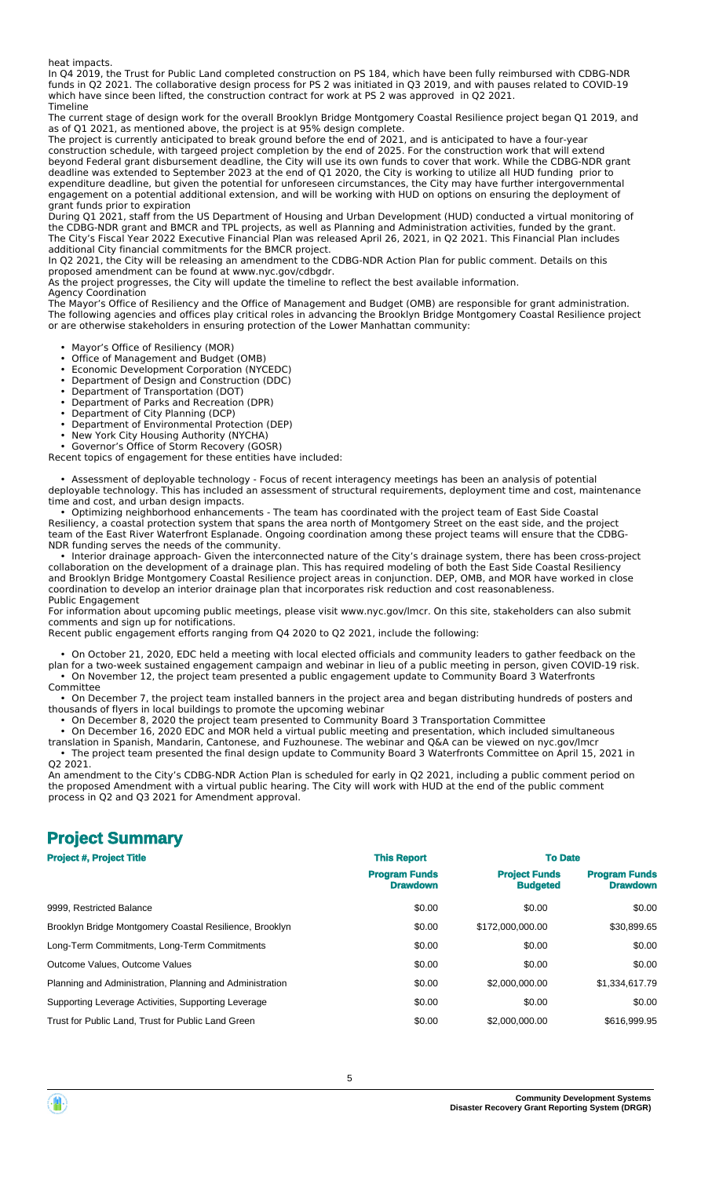heat impacts.

In Q4 2019, the Trust for Public Land completed construction on PS 184, which have been fully reimbursed with CDBG-NDR funds in Q2 2021. The collaborative design process for PS 2 was initiated in Q3 2019, and with pauses related to COVID-19 which have since been lifted, the construction contract for work at PS 2 was approved in Q2 2021.

Timeline

The current stage of design work for the overall Brooklyn Bridge Montgomery Coastal Resilience project began Q1 2019, and as of Q1 2021, as mentioned above, the project is at 95% design complete.

The project is currently anticipated to break ground before the end of 2021, and is anticipated to have a four-year construction schedule, with targeed project completion by the end of 2025. For the construction work that will extend beyond Federal grant disbursement deadline, the City will use its own funds to cover that work. While the CDBG-NDR grant deadline was extended to September 2023 at the end of Q1 2020, the City is working to utilize all HUD funding prior to expenditure deadline, but given the potential for unforeseen circumstances, the City may have further intergovernmental engagement on a potential additional extension, and will be working with HUD on options on ensuring the deployment of grant funds prior to expiration

During Q1 2021, staff from the US Department of Housing and Urban Development (HUD) conducted a virtual monitoring of the CDBG-NDR grant and BMCR and TPL projects, as well as Planning and Administration activities, funded by the grant. The City's Fiscal Year 2022 Executive Financial Plan was released April 26, 2021, in Q2 2021. This Financial Plan includes additional City financial commitments for the BMCR project.

In Q2 2021, the City will be releasing an amendment to the CDBG-NDR Action Plan for public comment. Details on this proposed amendment can be found at www.nyc.gov/cdbgdr.

As the project progresses, the City will update the timeline to reflect the best available information.

Agency Coordination

The Mayor's Office of Resiliency and the Office of Management and Budget (OMB) are responsible for grant administration. The following agencies and offices play critical roles in advancing the Brooklyn Bridge Montgomery Coastal Resilience project or are otherwise stakeholders in ensuring protection of the Lower Manhattan community:

- Mayor's Office of Resiliency (MOR)
- Office of Management and Budget (OMB)
- Economic Development Corporation (NYCEDC)
- Department of Design and Construction (DDC)
- Department of Transportation (DOT)
- Department of Parks and Recreation (DPR)
- Department of City Planning (DCP)
- Department of Environmental Protection (DEP)
- New York City Housing Authority (NYCHA)
- Governor's Office of Storm Recovery (GOSR)

Recent topics of engagement for these entities have included:

- Assessment of deployable technology - Focus of recent interagency meetings has been an analysis of potential deployable technology. This has included an assessment of structural requirements, deployment time and cost, maintenance time and cost, and urban design impacts.
- Optimizing neighborhood enhancements - The team has coordinated with the project team of East Side Coastal Resiliency, a coastal protection system that spans the area north of Montgomery Street on the east side, and the project team of the East River Waterfront Esplanade. Ongoing coordination among these project teams will ensure that the CDBG-NDR funding serves the needs of the community.
- Interior drainage approach- Given the interconnected nature of the City's drainage system, there has been cross-project collaboration on the development of a drainage plan. This has required modeling of both the East Side Coastal Resiliency and Brooklyn Bridge Montgomery Coastal Resilience project areas in conjunction. DEP, OMB, and MOR have worked in close coordination to develop an interior drainage plan that incorporates risk reduction and cost reasonableness.

Public Engagement

For information about upcoming public meetings, please visit www.nyc.gov/lmcr. On this site, stakeholders can also submit comments and sign up for notifications.

Recent public engagement efforts ranging from Q4 2020 to Q2 2021, include the following:

- On October 21, 2020, EDC held a meeting with local elected officials and community leaders to gather feedback on the plan for a two-week sustained engagement campaign and webinar in lieu of a public meeting in person, given COVID-19 risk.
- On November 12, the project team presented a public engagement update to Community Board 3 Waterfronts Committee
- On December 7, the project team installed banners in the project area and began distributing hundreds of posters and thousands of flyers in local buildings to promote the upcoming webinar
- On December 8, 2020 the project team presented to Community Board 3 Transportation Committee
- On December 16, 2020 EDC and MOR held a virtual public meeting and presentation, which included simultaneous translation in Spanish, Mandarin, Cantonese, and Fuzhounese. The webinar and Q&A can be viewed on nyc.gov/lmcr
- The project team presented the final design update to Community Board 3 Waterfronts Committee on April 15, 2021 in Q2 2021.

An amendment to the City's CDBG-NDR Action Plan is scheduled for early in Q2 2021, including a public comment period on the proposed Amendment with a virtual public hearing. The City will work with HUD at the end of the public comment process in Q2 and Q3 2021 for Amendment approval.

# Project Summary

| Project #, Project Title | This Report | To Date | |
|---|---|---|---|
| | Program Funds Drawdown | Project Funds Budgeted | Program Funds Drawdown |
| 9999, Restricted Balance | $0.00 | $0.00 | $0.00 |
| Brooklyn Bridge Montgomery Coastal Resilience, Brooklyn | $0.00 | $172,000,000.00 | $30,899.65 |
| Long-Term Commitments, Long-Term Commitments | $0.00 | $0.00 | $0.00 |
| Outcome Values, Outcome Values | $0.00 | $0.00 | $0.00 |
| Planning and Administration, Planning and Administration | $0.00 | $2,000,000.00 | $1,334,617.79 |
| Supporting Leverage Activities, Supporting Leverage | $0.00 | $0.00 | $0.00 |
| Trust for Public Land, Trust for Public Land Green | $0.00 | $2,000,000.00 | $616,999.95 |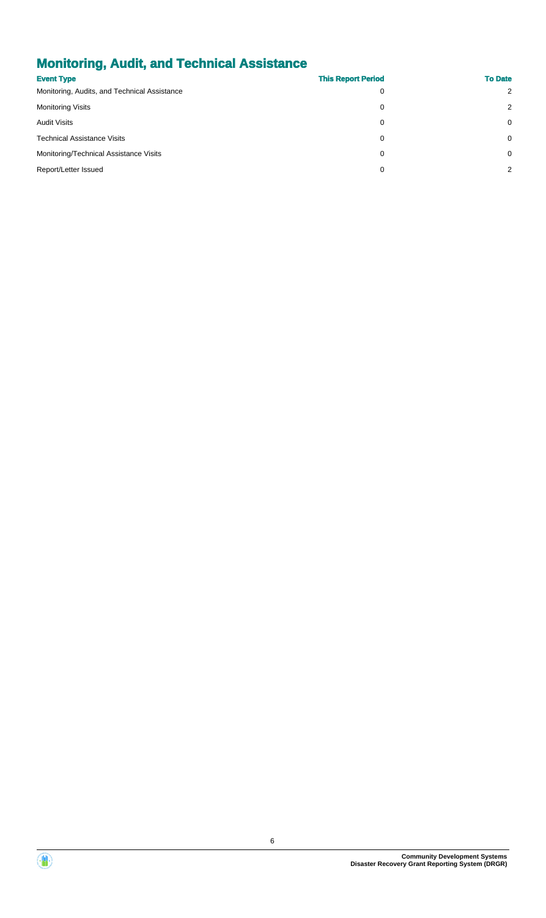# Monitoring, Audit, and Technical Assistance

| Event Type | This Report Period | To Date |
| --- | --- | --- |
| Monitoring, Audits, and Technical Assistance | 0 | 2 |
| Monitoring Visits | 0 | 2 |
| Audit Visits | 0 | 0 |
| Technical Assistance Visits | 0 | 0 |
| Monitoring/Technical Assistance Visits | 0 | 0 |
| Report/Letter Issued | 0 | 2 |